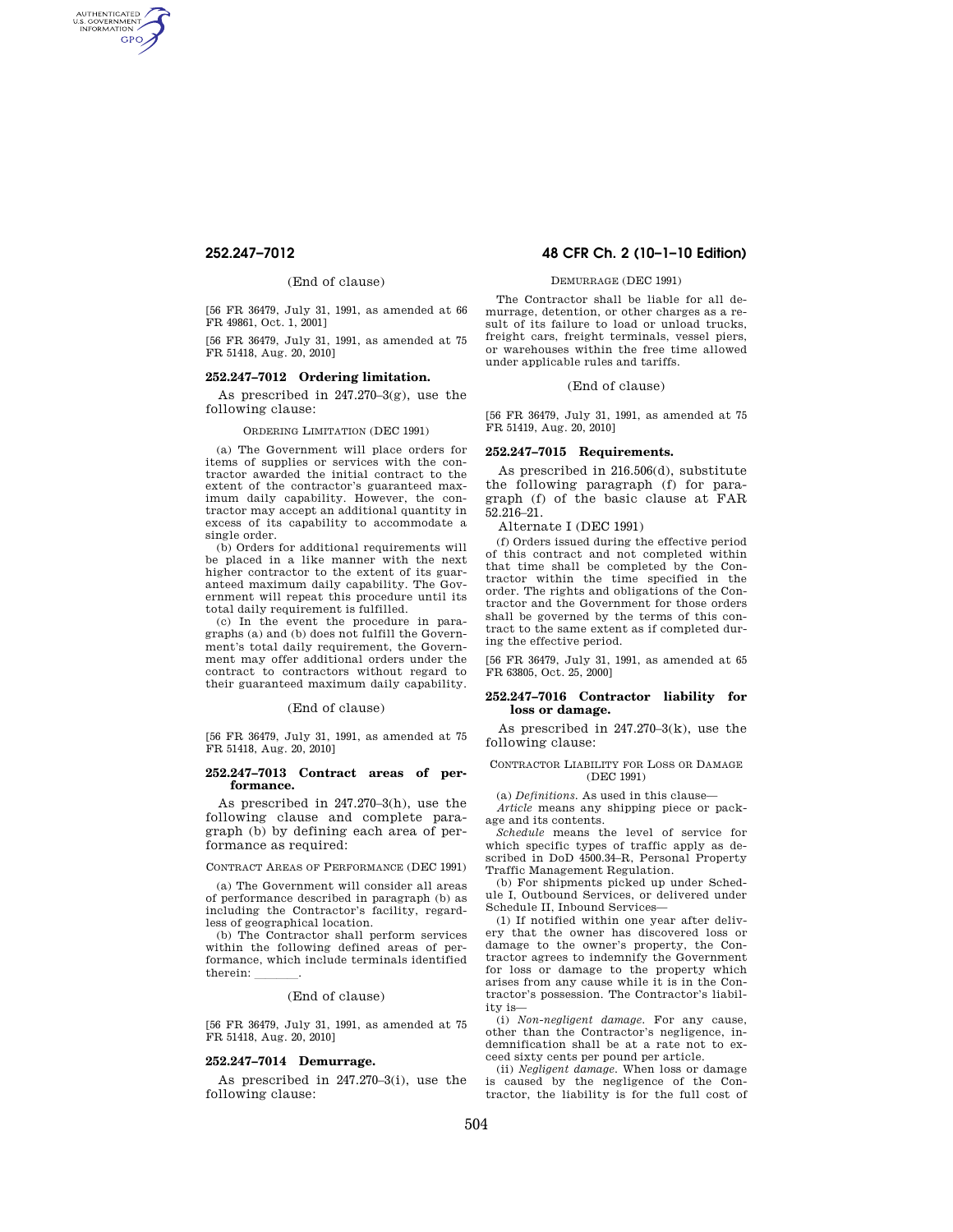(End of clause)

[56 FR 36479, July 31, 1991, as amended at 66 FR 49861, Oct. 1, 2001]

[56 FR 36479, July 31, 1991, as amended at 75 FR 51418, Aug. 20, 2010]

### 252.247–7012 Ordering limitation.

As prescribed in 247.270–3(g), use the following clause:

ORDERING LIMITATION (DEC 1991)

(a) The Government will place orders for items of supplies or services with the contractor awarded the initial contract to the extent of the contractor's guaranteed maximum daily capability. However, the contractor may accept an additional quantity in excess of its capability to accommodate a single order.

(b) Orders for additional requirements will be placed in a like manner with the next higher contractor to the extent of its guaranteed maximum daily capability. The Government will repeat this procedure until its total daily requirement is fulfilled.

(c) In the event the procedure in paragraphs (a) and (b) does not fulfill the Government's total daily requirement, the Government may offer additional orders under the contract to contractors without regard to their guaranteed maximum daily capability.

(End of clause)

[56 FR 36479, July 31, 1991, as amended at 75 FR 51418, Aug. 20, 2010]

### 252.247–7013 Contract areas of performance.

As prescribed in 247.270–3(h), use the following clause and complete paragraph (b) by defining each area of performance as required:

CONTRACT AREAS OF PERFORMANCE (DEC 1991)

(a) The Government will consider all areas of performance described in paragraph (b) as including the Contractor's facility, regardless of geographical location.

(b) The Contractor shall perform services within the following defined areas of performance, which include terminals identified therein: \_\_\_\_\_\_\_.

(End of clause)

[56 FR 36479, July 31, 1991, as amended at 75 FR 51418, Aug. 20, 2010]

### 252.247–7014 Demurrage.

As prescribed in 247.270–3(i), use the following clause:

DEMURRAGE (DEC 1991)

The Contractor shall be liable for all demurrage, detention, or other charges as a result of its failure to load or unload trucks, freight cars, freight terminals, vessel piers, or warehouses within the free time allowed under applicable rules and tariffs.

(End of clause)

[56 FR 36479, July 31, 1991, as amended at 75 FR 51419, Aug. 20, 2010]

### 252.247–7015 Requirements.

As prescribed in 216.506(d), substitute the following paragraph (f) for paragraph (f) of the basic clause at FAR 52.216–21.

Alternate I (DEC 1991)

(f) Orders issued during the effective period of this contract and not completed within that time shall be completed by the Contractor within the time specified in the order. The rights and obligations of the Contractor and the Government for those orders shall be governed by the terms of this contract to the same extent as if completed during the effective period.

[56 FR 36479, July 31, 1991, as amended at 65 FR 63805, Oct. 25, 2000]

### 252.247–7016 Contractor liability for loss or damage.

As prescribed in 247.270–3(k), use the following clause:

CONTRACTOR LIABILITY FOR LOSS OR DAMAGE (DEC 1991)

(a) *Definitions.* As used in this clause—

*Article* means any shipping piece or package and its contents.

*Schedule* means the level of service for which specific types of traffic apply as described in DoD 4500.34–R, Personal Property Traffic Management Regulation.

(b) For shipments picked up under Schedule I, Outbound Services, or delivered under Schedule II, Inbound Services—

(1) If notified within one year after delivery that the owner has discovered loss or damage to the owner's property, the Contractor agrees to indemnify the Government for loss or damage to the property which arises from any cause while it is in the Contractor's possession. The Contractor's liability is—

(i) *Non-negligent damage.* For any cause, other than the Contractor's negligence, indemnification shall be at a rate not to exceed sixty cents per pound per article.

(ii) *Negligent damage.* When loss or damage is caused by the negligence of the Contractor, the liability is for the full cost of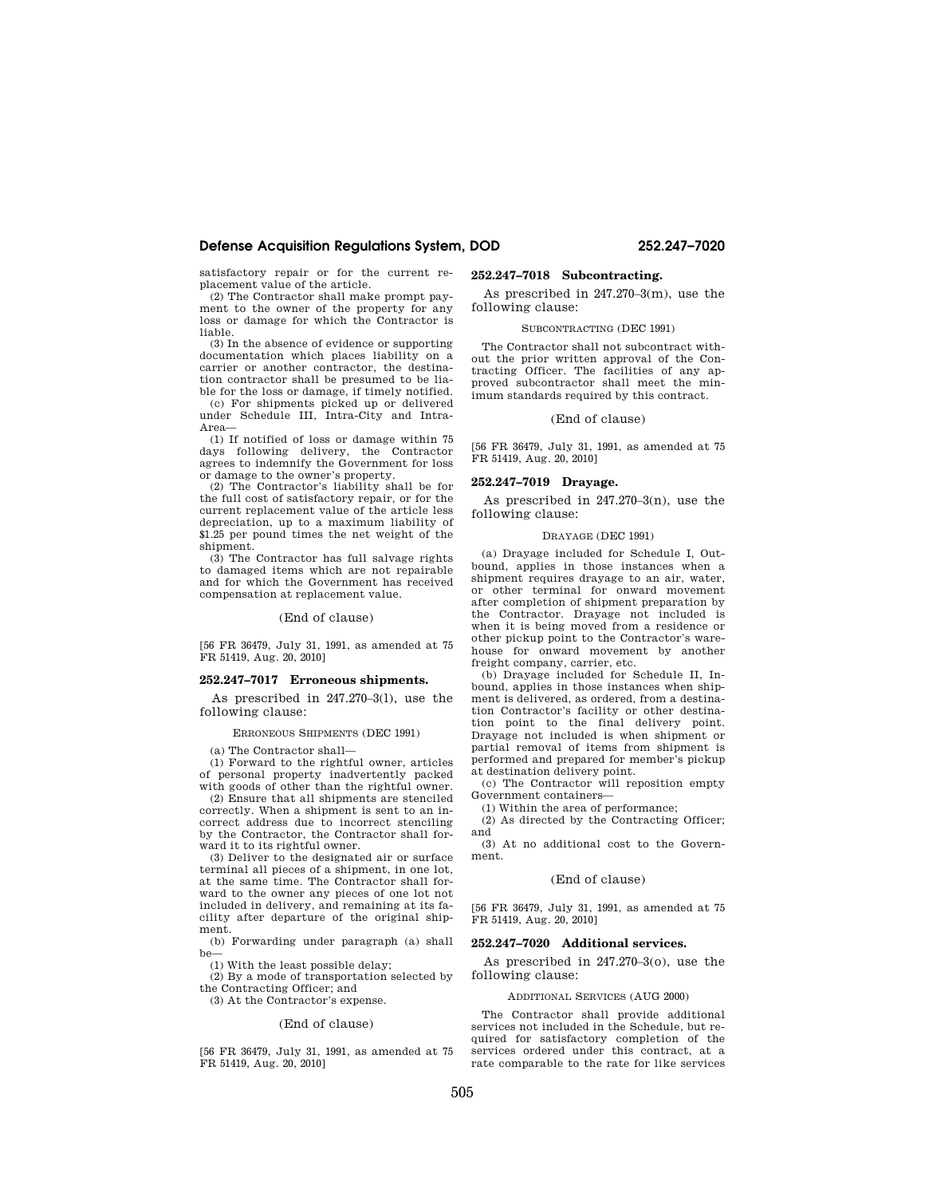satisfactory repair or for the current replacement value of the article.

(2) The Contractor shall make prompt payment to the owner of the property for any loss or damage for which the Contractor is liable.

(3) In the absence of evidence or supporting documentation which places liability on a carrier or another contractor, the destination contractor shall be presumed to be liable for the loss or damage, if timely notified.

(c) For shipments picked up or delivered under Schedule III, Intra-City and Intra-Area—

(1) If notified of loss or damage within 75 days following delivery, the Contractor agrees to indemnify the Government for loss or damage to the owner's property.

(2) The Contractor's liability shall be for the full cost of satisfactory repair, or for the current replacement value of the article less depreciation, up to a maximum liability of $1.25 per pound times the net weight of the shipment.

(3) The Contractor has full salvage rights to damaged items which are not repairable and for which the Government has received compensation at replacement value.

(End of clause)

[56 FR 36479, July 31, 1991, as amended at 75 FR 51419, Aug. 20, 2010]

## 252.247-7017 Erroneous shipments.

As prescribed in 247.270-3(l), use the following clause:

ERRONEOUS SHIPMENTS (DEC 1991)

(a) The Contractor shall—

(1) Forward to the rightful owner, articles of personal property inadvertently packed with goods of other than the rightful owner.

(2) Ensure that all shipments are stenciled correctly. When a shipment is sent to an incorrect address due to incorrect stenciling by the Contractor, the Contractor shall forward it to its rightful owner.

(3) Deliver to the designated air or surface terminal all pieces of a shipment, in one lot, at the same time. The Contractor shall forward to the owner any pieces of one lot not included in delivery, and remaining at its facility after departure of the original shipment.

(b) Forwarding under paragraph (a) shall be—

(1) With the least possible delay;

(2) By a mode of transportation selected by the Contracting Officer; and

(3) At the Contractor's expense.

(End of clause)

[56 FR 36479, July 31, 1991, as amended at 75 FR 51419, Aug. 20, 2010]

## 252.247-7018 Subcontracting.

As prescribed in 247.270-3(m), use the following clause:

SUBCONTRACTING (DEC 1991)

The Contractor shall not subcontract without the prior written approval of the Contracting Officer. The facilities of any approved subcontractor shall meet the minimum standards required by this contract.

(End of clause)

[56 FR 36479, July 31, 1991, as amended at 75 FR 51419, Aug. 20, 2010]

## 252.247-7019 Drayage.

As prescribed in 247.270-3(n), use the following clause:

DRAYAGE (DEC 1991)

(a) Drayage included for Schedule I, Outbound, applies in those instances when a shipment requires drayage to an air, water, or other terminal for onward movement after completion of shipment preparation by the Contractor. Drayage not included is when it is being moved from a residence or other pickup point to the Contractor's warehouse for onward movement by another freight company, carrier, etc.

(b) Drayage included for Schedule II, Inbound, applies in those instances when shipment is delivered, as ordered, from a destination Contractor's facility or other destination point to the final delivery point. Drayage not included is when shipment or partial removal of items from shipment is performed and prepared for member's pickup at destination delivery point.

(c) The Contractor will reposition empty Government containers—

(1) Within the area of performance;

(2) As directed by the Contracting Officer; and

(3) At no additional cost to the Government.

(End of clause)

[56 FR 36479, July 31, 1991, as amended at 75 FR 51419, Aug. 20, 2010]

## 252.247-7020 Additional services.

As prescribed in 247.270-3(o), use the following clause:

ADDITIONAL SERVICES (AUG 2000)

The Contractor shall provide additional services not included in the Schedule, but required for satisfactory completion of the services ordered under this contract, at a rate comparable to the rate for like services